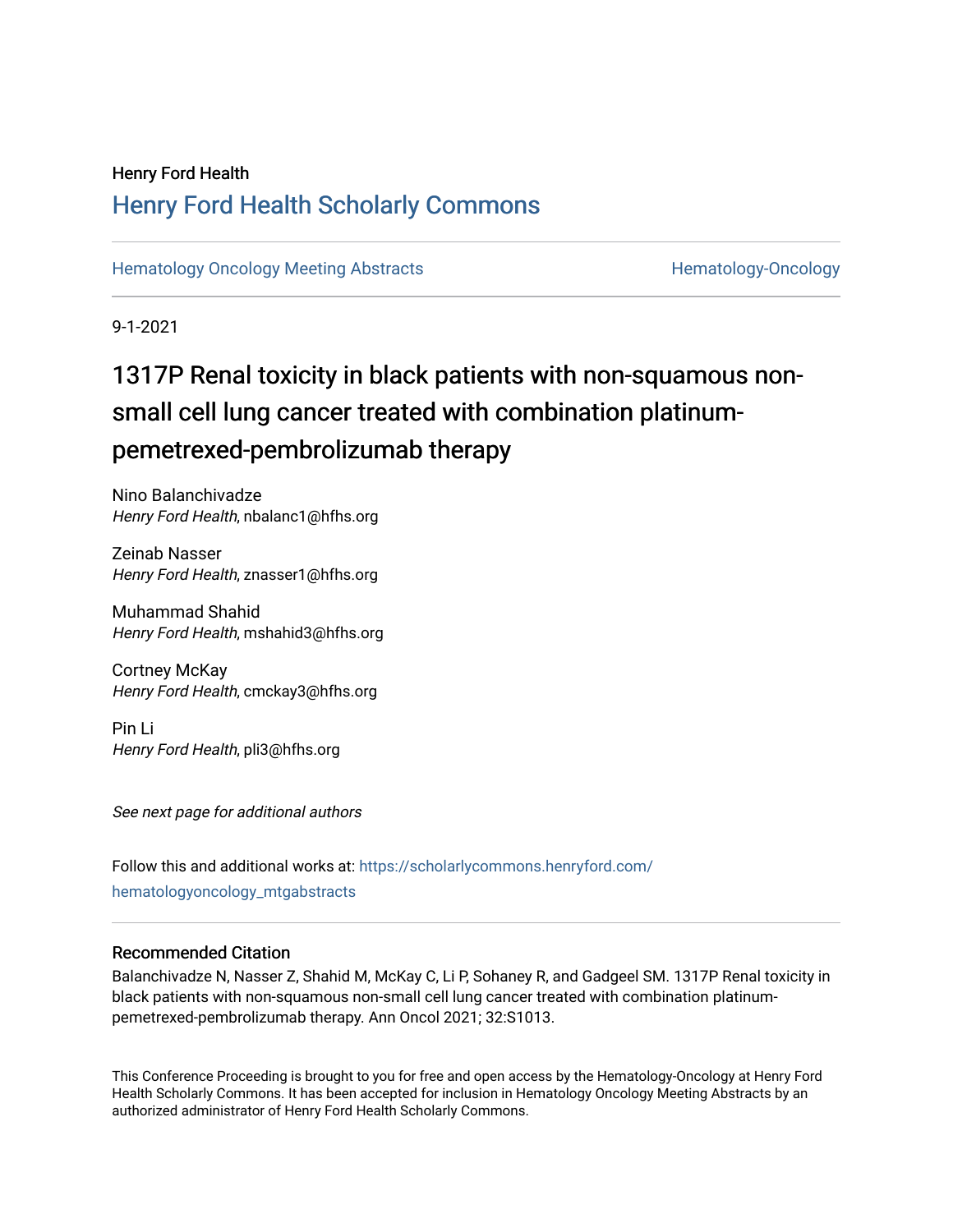Henry Ford Health

## Henry Ford Health Scholarly Commons

Hematology Oncology Meeting Abstracts | Hematology-Oncology

9-1-2021

# 1317P Renal toxicity in black patients with non-squamous non-small cell lung cancer treated with combination platinum-pemetrexed-pembrolizumab therapy

Nino Balanchivadze
*Henry Ford Health*, nbalanc1@hfhs.org

Zeinab Nasser
*Henry Ford Health*, znasser1@hfhs.org

Muhammad Shahid
*Henry Ford Health*, mshahid3@hfhs.org

Cortney McKay
*Henry Ford Health*, cmckay3@hfhs.org

Pin Li
*Henry Ford Health*, pli3@hfhs.org

*See next page for additional authors*

Follow this and additional works at: https://scholarlycommons.henryford.com/hematologyoncology_mtgabstracts

### Recommended Citation

Balanchivadze N, Nasser Z, Shahid M, McKay C, Li P, Sohaney R, and Gadgeel SM. 1317P Renal toxicity in black patients with non-squamous non-small cell lung cancer treated with combination platinum-pemetrexed-pembrolizumab therapy. Ann Oncol 2021; 32:S1013.

This Conference Proceeding is brought to you for free and open access by the Hematology-Oncology at Henry Ford Health Scholarly Commons. It has been accepted for inclusion in Hematology Oncology Meeting Abstracts by an authorized administrator of Henry Ford Health Scholarly Commons.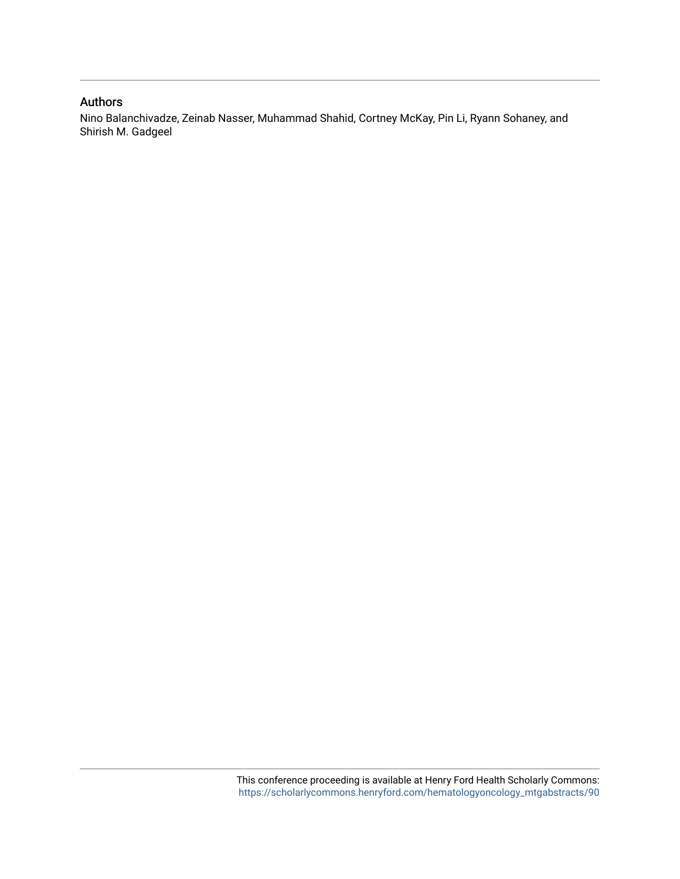## Authors

Nino Balanchivadze, Zeinab Nasser, Muhammad Shahid, Cortney McKay, Pin Li, Ryann Sohaney, and Shirish M. Gadgeel

This conference proceeding is available at Henry Ford Health Scholarly Commons: https://scholarlycommons.henryford.com/hematologyoncology_mtgabstracts/90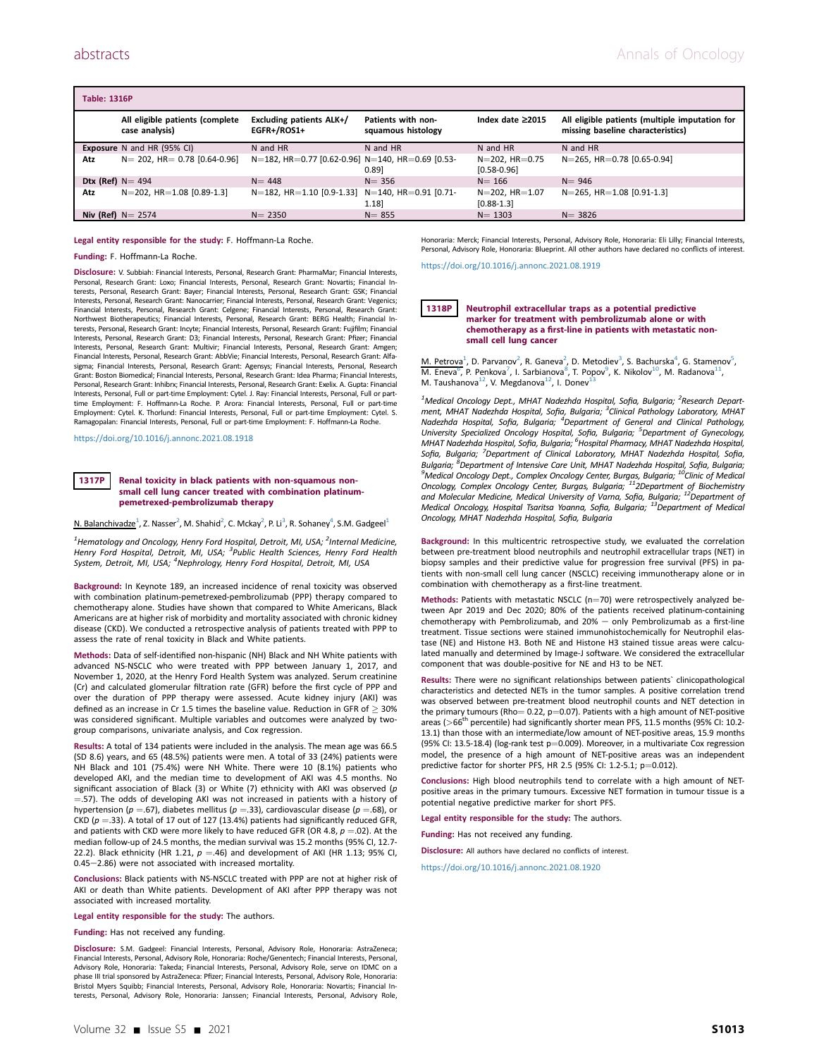**Table: 1316P**

| | All eligible patients (complete case analysis) | Excluding patients ALK+/ EGFR+/ROS1+ | Patients with non-squamous histology | Index date ≥2015 | All eligible patients (multiple imputation for missing baseline characteristics) |
|---|---|---|---|---|---|
| **Exposure** | N and HR (95% CI) | N and HR | N and HR | N and HR | N and HR |
| Atz | N= 202, HR= 0.78 [0.64-0.96] | N=182, HR=0.77 [0.62-0.96] | N=140, HR=0.69 [0.53-0.89] | N=202, HR=0.75 [0.58-0.96] | N=265, HR=0.78 [0.65-0.94] |
| **Dtx (Ref)** | N= 494 | N= 448 | N= 356 | N= 166 | N= 946 |
| Atz | N=202, HR=1.08 [0.89-1.3] | N=182, HR=1.10 [0.9-1.33] | N=140, HR=0.91 [0.71-1.18] | N=202, HR=1.07 [0.88-1.3] | N=265, HR=1.08 [0.91-1.3] |
| **Niv (Ref)** | N= 2574 | N= 2350 | N= 855 | N= 1303 | N= 3826 |

**Legal entity responsible for the study:** F. Hoffmann-La Roche.

**Funding:** F. Hoffmann-La Roche.

**Disclosure:** V. Subbiah: Financial Interests, Personal, Research Grant: PharmaMar; Financial Interests, Personal, Research Grant: Loxo; Financial Interests, Personal, Research Grant: Novartis; Financial Interests, Personal, Research Grant: Bayer; Financial Interests, Personal, Research Grant: GSK; Financial Interests, Personal, Research Grant: Nanocarrier; Financial Interests, Personal, Research Grant: Vegenics; Financial Interests, Personal, Research Grant: Celgene; Financial Interests, Personal, Research Grant: Northwest Biotherapeutics; Financial Interests, Personal, Research Grant: BERG Health; Financial Interests, Personal, Research Grant: Incyte; Financial Interests, Personal, Research Grant: Fujifilm; Financial Interests, Personal, Research Grant: D3; Financial Interests, Personal, Research Grant: Pfizer; Financial Interests, Personal, Research Grant: Multivir; Financial Interests, Personal, Research Grant: Amgen; Financial Interests, Personal, Research Grant: AbbVie; Financial Interests, Personal, Research Grant: Alfa-sigma; Financial Interests, Personal, Research Grant: Agensys; Financial Interests, Personal, Research Grant: Boston Biomedical; Financial Interests, Personal, Research Grant: Idea Pharma; Financial Interests, Personal, Research Grant: Inhibrx; Financial Interests, Personal, Research Grant: Exelix. A. Gupta: Financial Interests, Personal, Full or part-time Employment: F. Hoffmann-La Roche. P. Arora: Financial Interests, Personal, Full or part-time Employment: Cytel. K. Thorlund: Financial Interests, Personal, Full or part-time Employment: Cytel. J. Ray: Financial Interests, Personal, Full or part-time Employment: Cytel. S. Ramagopalan: Financial Interests, Personal, Full or part-time Employment: F. Hoffmann-La Roche.

https://doi.org/10.1016/j.annonc.2021.08.1918

## 1317P Renal toxicity in black patients with non-squamous non-small cell lung cancer treated with combination platinum-pemetrexed-pembrolizumab therapy

N. Balanchivadze[1], Z. Nasser[2], M. Shahid[2], C. Mckay[2], P. Li[3], R. Sohaney[4], S.M. Gadgeel[1]

*[1]Hematology and Oncology, Henry Ford Hospital, Detroit, MI, USA; [2]Internal Medicine, Henry Ford Hospital, Detroit, MI, USA; [3]Public Health Sciences, Henry Ford Health System, Detroit, MI, USA; [4]Nephrology, Henry Ford Hospital, Detroit, MI, USA*

**Background:** In Keynote 189, an increased incidence of renal toxicity was observed with combination platinum-pemetrexed-pembrolizumab (PPP) therapy compared to chemotherapy alone. Studies have shown that compared to White Americans, Black Americans are at higher risk of morbidity and mortality associated with chronic kidney disease (CKD). We conducted a retrospective analysis of patients treated with PPP to assess the rate of renal toxicity in Black and White patients.

**Methods:** Data of self-identified non-hispanic (NH) Black and NH White patients with advanced NS-NSCLC who were treated with PPP between January 1, 2017, and November 1, 2020, at the Henry Ford Health System was analyzed. Serum creatinine (Cr) and calculated glomerular filtration rate (GFR) before the first cycle of PPP and over the duration of PPP therapy were assessed. Acute kidney injury (AKI) was defined as an increase in Cr 1.5 times the baseline value. Reduction in GFR of ≥ 30% was considered significant. Multiple variables and outcomes were analyzed by two-group comparisons, univariate analysis, and Cox regression.

**Results:** A total of 134 patients were included in the analysis. The mean age was 66.5 (SD 8.6) years, and 65 (48.5%) patients were men. A total of 33 (24%) patients were NH Black and 101 (75.4%) were NH White. There were 10 (8.1%) patients who developed AKI, and the median time to development of AKI was 4.5 months. No significant association of Black (3) or White (7) ethnicity with AKI was observed ($p$ =.57). The odds of developing AKI was not increased in patients with a history of hypertension ($p$ =.67), diabetes mellitus ($p$ =.33), cardiovascular disease ($p$ =.68), or CKD ($p$ =.33). A total of 17 out of 127 (13.4%) patients had significantly reduced GFR, and patients with CKD were more likely to have reduced GFR (OR 4.8, $p$ =.02). At the median follow-up of 24.5 months, the median survival was 15.2 months (95% CI, 12.7-22.2). Black ethnicity (HR 1.21, $p$ =.46) and development of AKI (HR 1.13; 95% CI, 0.45−2.86) were not associated with increased mortality.

**Conclusions:** Black patients with NS-NSCLC treated with PPP are not at higher risk of AKI or death than White patients. Development of AKI after PPP therapy was not associated with increased mortality.

**Legal entity responsible for the study:** The authors.

**Funding:** Has not received any funding.

**Disclosure:** S.M. Gadgeel: Financial Interests, Personal, Advisory Role, Honoraria: AstraZeneca; Financial Interests, Personal, Advisory Role, Honoraria: Roche/Genentech; Financial Interests, Personal, Advisory Role, Honoraria: Takeda; Financial Interests, Personal, Advisory Role, serve on IDMC on a phase III trial sponsored by AstraZeneca: Pfizer; Financial Interests, Personal, Advisory Role, Honoraria: Bristol Myers Squibb; Financial Interests, Personal, Advisory Role, Honoraria: Novartis; Financial Interests, Personal, Advisory Role, Honoraria: Janssen; Financial Interests, Personal, Advisory Role, Honoraria: Merck; Financial Interests, Personal, Advisory Role, Honoraria: Eli Lilly; Financial Interests, Personal, Advisory Role, Honoraria: Blueprint. All other authors have declared no conflicts of interest.

https://doi.org/10.1016/j.annonc.2021.08.1919

## 1318P Neutrophil extracellular traps as a potential predictive marker for treatment with pembrolizumab alone or with chemotherapy as a first-line in patients with metastatic non-small cell lung cancer

M. Petrova[1], D. Parvanov[2], R. Ganeva[2], D. Metodiev[3], S. Bachurska[4], G. Stamenov[5], M. Eneva[6], P. Penkova[7], I. Sarbianova[8], T. Popov[9], K. Nikolov[10], M. Radanova[11], M. Taushanova[12], V. Megdanova[12], I. Donev[13]

*[1]Medical Oncology Dept., MHAT Nadezhda Hospital, Sofia, Bulgaria; [2]Research Department, MHAT Nadezhda Hospital, Sofia, Bulgaria; [3]Clinical Pathology Laboratory, MHAT Nadezhda Hospital, Sofia, Bulgaria; [4]Department of General and Clinical Pathology, University Specialized Oncology Hospital, Sofia, Bulgaria; [5]Department of Gynecology, MHAT Nadezhda Hospital, Sofia, Bulgaria; [6]Hospital Pharmacy, MHAT Nadezhda Hospital, Sofia, Bulgaria; [7]Department of Clinical Laboratory, MHAT Nadezhda Hospital, Sofia, Bulgaria; [8]Department of Intensive Care Unit, MHAT Nadezhda Hospital, Sofia, Bulgaria; [9]Medical Oncology Dept., Complex Oncology Center, Burgas, Bulgaria; [10]Clinic of Medical Oncology, Complex Oncology Center, Burgas, Bulgaria; [11]2Department of Biochemistry and Molecular Medicine, Medical University of Varna, Sofia, Bulgaria; [12]Department of Medical Oncology, Hospital Tsaritsa Yoanna, Sofia, Bulgaria; [13]Department of Medical Oncology, MHAT Nadezhda Hospital, Sofia, Bulgaria*

**Background:** In this multicentric retrospective study, we evaluated the correlation between pre-treatment blood neutrophils and neutrophil extracellular traps (NET) in biopsy samples and their predictive value for progression free survival (PFS) in patients with non-small cell lung cancer (NSCLC) receiving immunotherapy alone or in combination with chemotherapy as a first-line treatment.

**Methods:** Patients with metastatic NSCLC (n=70) were retrospectively analyzed between Apr 2019 and Dec 2020; 80% of the patients received platinum-containing chemotherapy with Pembrolizumab, and 20% − only Pembrolizumab as a first-line treatment. Tissue sections were stained immunohistochemically for Neutrophil elastase (NE) and Histone H3. Both NE and Histone H3 stained tissue areas were calculated manually and determined by Image-J software. We considered the extracellular component that was double-positive for NE and H3 to be NET.

**Results:** There were no significant relationships between patients` clinicopathological characteristics and detected NETs in the tumor samples. A positive correlation trend was observed between pre-treatment blood neutrophil counts and NET detection in the primary tumours (Rho= 0.22, p=0.07). Patients with a high amount of NET-positive areas (>66$^{th}$ percentile) had significantly shorter mean PFS, 11.5 months (95% CI: 10.2-13.1) than those with an intermediate/low amount of NET-positive areas, 15.9 months (95% CI: 13.5-18.4) (log-rank test p=0.009). Moreover, in a multivariate Cox regression model, the presence of a high amount of NET-positive areas was an independent predictive factor for shorter PFS, HR 2.5 (95% CI: 1.2-5.1; p=0.012).

**Conclusions:** High blood neutrophils tend to correlate with a high amount of NET-positive areas in the primary tumours. Excessive NET formation in tumour tissue is a potential negative predictive marker for short PFS.

**Legal entity responsible for the study:** The authors.

**Funding:** Has not received any funding.

**Disclosure:** All authors have declared no conflicts of interest.

https://doi.org/10.1016/j.annonc.2021.08.1920